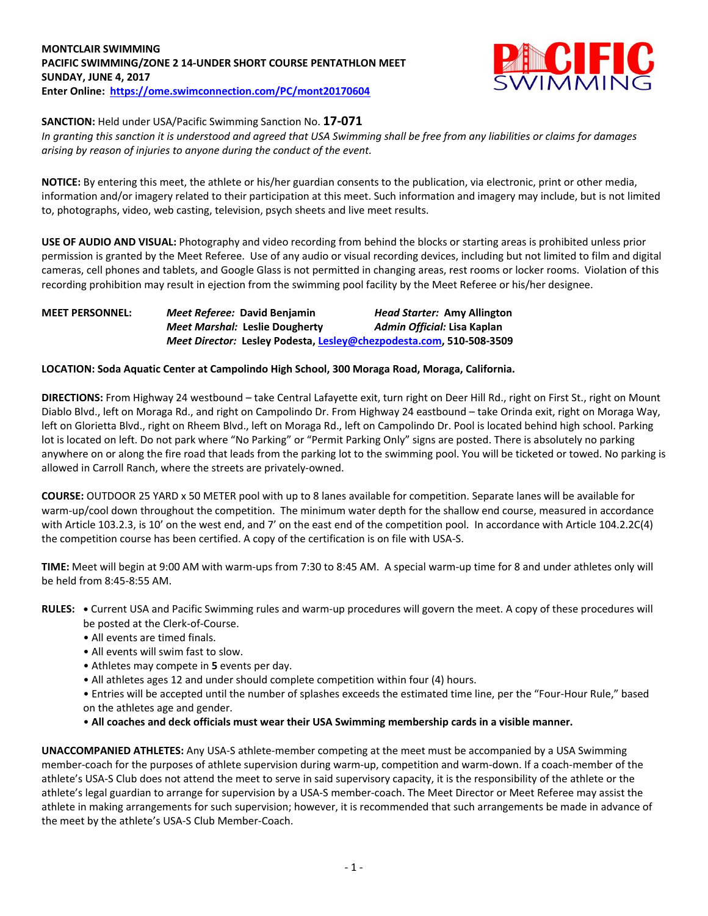**MONTCLAIR SWIMMING**
**PACIFIC SWIMMING/ZONE 2 14-UNDER SHORT COURSE PENTATHLON MEET**
**SUNDAY, JUNE 4, 2017**
**Enter Online: https://ome.swimconnection.com/PC/mont20170604**

**SANCTION:** Held under USA/Pacific Swimming Sanction No. **17-071**
*In granting this sanction it is understood and agreed that USA Swimming shall be free from any liabilities or claims for damages arising by reason of injuries to anyone during the conduct of the event.*

**NOTICE:** By entering this meet, the athlete or his/her guardian consents to the publication, via electronic, print or other media, information and/or imagery related to their participation at this meet. Such information and imagery may include, but is not limited to, photographs, video, web casting, television, psych sheets and live meet results.

**USE OF AUDIO AND VISUAL:** Photography and video recording from behind the blocks or starting areas is prohibited unless prior permission is granted by the Meet Referee. Use of any audio or visual recording devices, including but not limited to film and digital cameras, cell phones and tablets, and Google Glass is not permitted in changing areas, rest rooms or locker rooms. Violation of this recording prohibition may result in ejection from the swimming pool facility by the Meet Referee or his/her designee.

**MEET PERSONNEL:** ***Meet Referee:*** **David Benjamin** ***Head Starter:*** **Amy Allington**
***Meet Marshal:*** **Leslie Dougherty** ***Admin Official:*** **Lisa Kaplan**
***Meet Director:*** **Lesley Podesta, Lesley@chezpodesta.com, 510-508-3509**

**LOCATION: Soda Aquatic Center at Campolindo High School, 300 Moraga Road, Moraga, California.**

**DIRECTIONS:** From Highway 24 westbound – take Central Lafayette exit, turn right on Deer Hill Rd., right on First St., right on Mount Diablo Blvd., left on Moraga Rd., and right on Campolindo Dr. From Highway 24 eastbound – take Orinda exit, right on Moraga Way, left on Glorietta Blvd., right on Rheem Blvd., left on Moraga Rd., left on Campolindo Dr. Pool is located behind high school. Parking lot is located on left. Do not park where "No Parking" or "Permit Parking Only" signs are posted. There is absolutely no parking anywhere on or along the fire road that leads from the parking lot to the swimming pool. You will be ticketed or towed. No parking is allowed in Carroll Ranch, where the streets are privately-owned.

**COURSE:** OUTDOOR 25 YARD x 50 METER pool with up to 8 lanes available for competition. Separate lanes will be available for warm-up/cool down throughout the competition. The minimum water depth for the shallow end course, measured in accordance with Article 103.2.3, is 10' on the west end, and 7' on the east end of the competition pool. In accordance with Article 104.2.2C(4) the competition course has been certified. A copy of the certification is on file with USA-S.

**TIME:** Meet will begin at 9:00 AM with warm-ups from 7:30 to 8:45 AM. A special warm-up time for 8 and under athletes only will be held from 8:45-8:55 AM.

**RULES:**
- Current USA and Pacific Swimming rules and warm-up procedures will govern the meet. A copy of these procedures will be posted at the Clerk-of-Course.
- All events are timed finals.
- All events will swim fast to slow.
- Athletes may compete in **5** events per day.
- All athletes ages 12 and under should complete competition within four (4) hours.
- Entries will be accepted until the number of splashes exceeds the estimated time line, per the "Four-Hour Rule," based on the athletes age and gender.
- **All coaches and deck officials must wear their USA Swimming membership cards in a visible manner.**

**UNACCOMPANIED ATHLETES:** Any USA-S athlete-member competing at the meet must be accompanied by a USA Swimming member-coach for the purposes of athlete supervision during warm-up, competition and warm-down. If a coach-member of the athlete's USA-S Club does not attend the meet to serve in said supervisory capacity, it is the responsibility of the athlete or the athlete's legal guardian to arrange for supervision by a USA-S member-coach. The Meet Director or Meet Referee may assist the athlete in making arrangements for such supervision; however, it is recommended that such arrangements be made in advance of the meet by the athlete's USA-S Club Member-Coach.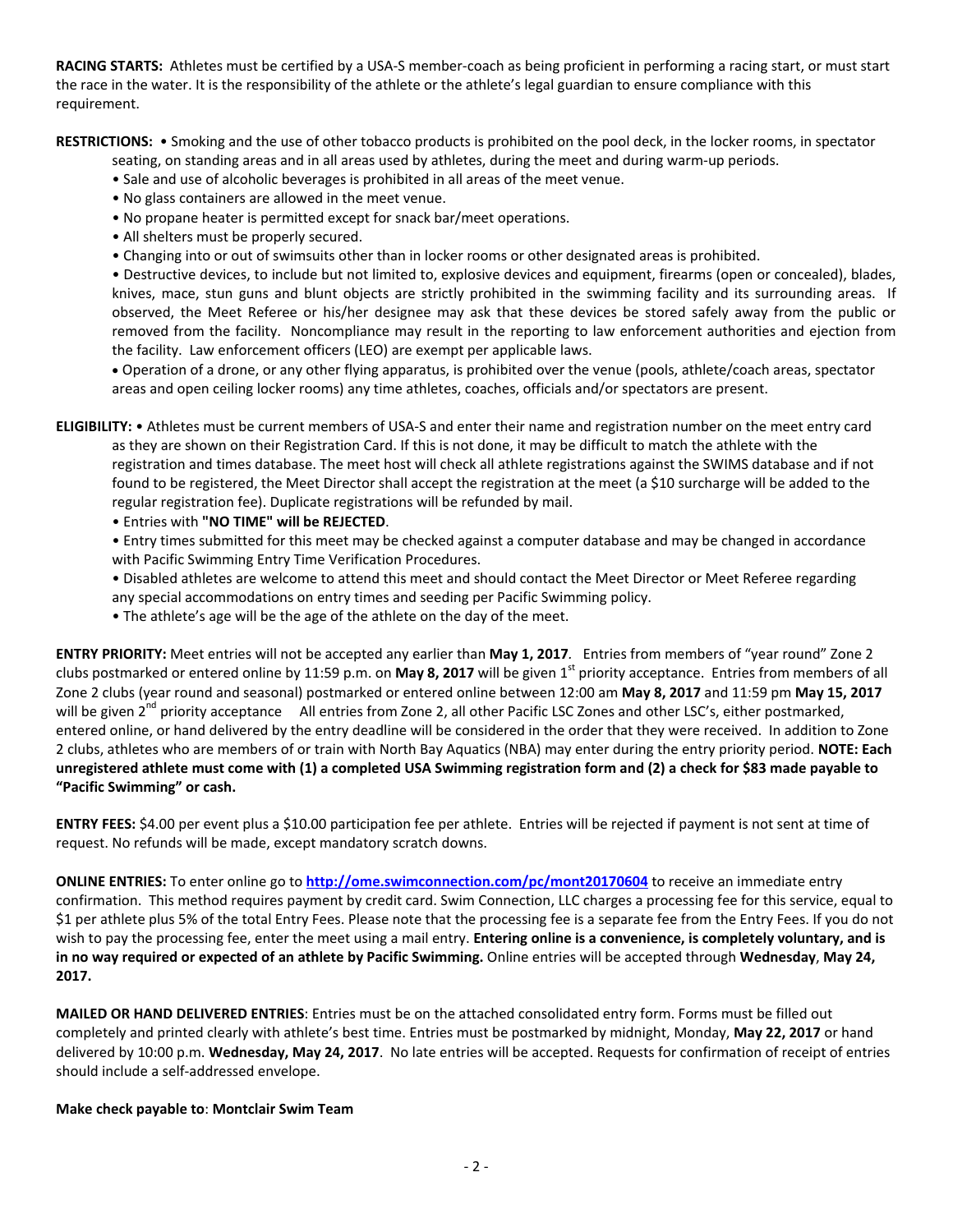**RACING STARTS:** Athletes must be certified by a USA-S member-coach as being proficient in performing a racing start, or must start the race in the water. It is the responsibility of the athlete or the athlete's legal guardian to ensure compliance with this requirement.

**RESTRICTIONS:** • Smoking and the use of other tobacco products is prohibited on the pool deck, in the locker rooms, in spectator seating, on standing areas and in all areas used by athletes, during the meet and during warm-up periods.

• Sale and use of alcoholic beverages is prohibited in all areas of the meet venue.

• No glass containers are allowed in the meet venue.

• No propane heater is permitted except for snack bar/meet operations.

• All shelters must be properly secured.

• Changing into or out of swimsuits other than in locker rooms or other designated areas is prohibited.

• Destructive devices, to include but not limited to, explosive devices and equipment, firearms (open or concealed), blades, knives, mace, stun guns and blunt objects are strictly prohibited in the swimming facility and its surrounding areas. If observed, the Meet Referee or his/her designee may ask that these devices be stored safely away from the public or removed from the facility. Noncompliance may result in the reporting to law enforcement authorities and ejection from the facility. Law enforcement officers (LEO) are exempt per applicable laws.

• Operation of a drone, or any other flying apparatus, is prohibited over the venue (pools, athlete/coach areas, spectator areas and open ceiling locker rooms) any time athletes, coaches, officials and/or spectators are present.

**ELIGIBILITY:** • Athletes must be current members of USA-S and enter their name and registration number on the meet entry card as they are shown on their Registration Card. If this is not done, it may be difficult to match the athlete with the registration and times database. The meet host will check all athlete registrations against the SWIMS database and if not found to be registered, the Meet Director shall accept the registration at the meet (a $10 surcharge will be added to the regular registration fee). Duplicate registrations will be refunded by mail.

• Entries with **"NO TIME" will be REJECTED**.

• Entry times submitted for this meet may be checked against a computer database and may be changed in accordance with Pacific Swimming Entry Time Verification Procedures.

• Disabled athletes are welcome to attend this meet and should contact the Meet Director or Meet Referee regarding any special accommodations on entry times and seeding per Pacific Swimming policy.

• The athlete's age will be the age of the athlete on the day of the meet.

**ENTRY PRIORITY:** Meet entries will not be accepted any earlier than **May 1, 2017**. Entries from members of "year round" Zone 2 clubs postmarked or entered online by 11:59 p.m. on **May 8, 2017** will be given 1st priority acceptance. Entries from members of all Zone 2 clubs (year round and seasonal) postmarked or entered online between 12:00 am **May 8, 2017** and 11:59 pm **May 15, 2017** will be given 2nd priority acceptance All entries from Zone 2, all other Pacific LSC Zones and other LSC's, either postmarked, entered online, or hand delivered by the entry deadline will be considered in the order that they were received. In addition to Zone 2 clubs, athletes who are members of or train with North Bay Aquatics (NBA) may enter during the entry priority period. **NOTE: Each unregistered athlete must come with (1) a completed USA Swimming registration form and (2) a check for $83 made payable to "Pacific Swimming" or cash.**

**ENTRY FEES:** $4.00 per event plus a $10.00 participation fee per athlete. Entries will be rejected if payment is not sent at time of request. No refunds will be made, except mandatory scratch downs.

**ONLINE ENTRIES:** To enter online go to **http://ome.swimconnection.com/pc/mont20170604** to receive an immediate entry confirmation. This method requires payment by credit card. Swim Connection, LLC charges a processing fee for this service, equal to $1 per athlete plus 5% of the total Entry Fees. Please note that the processing fee is a separate fee from the Entry Fees. If you do not wish to pay the processing fee, enter the meet using a mail entry. **Entering online is a convenience, is completely voluntary, and is in no way required or expected of an athlete by Pacific Swimming.** Online entries will be accepted through **Wednesday**, **May 24, 2017.**

**MAILED OR HAND DELIVERED ENTRIES**: Entries must be on the attached consolidated entry form. Forms must be filled out completely and printed clearly with athlete's best time. Entries must be postmarked by midnight, Monday, **May 22, 2017** or hand delivered by 10:00 p.m. **Wednesday, May 24, 2017**. No late entries will be accepted. Requests for confirmation of receipt of entries should include a self-addressed envelope.

**Make check payable to**: **Montclair Swim Team**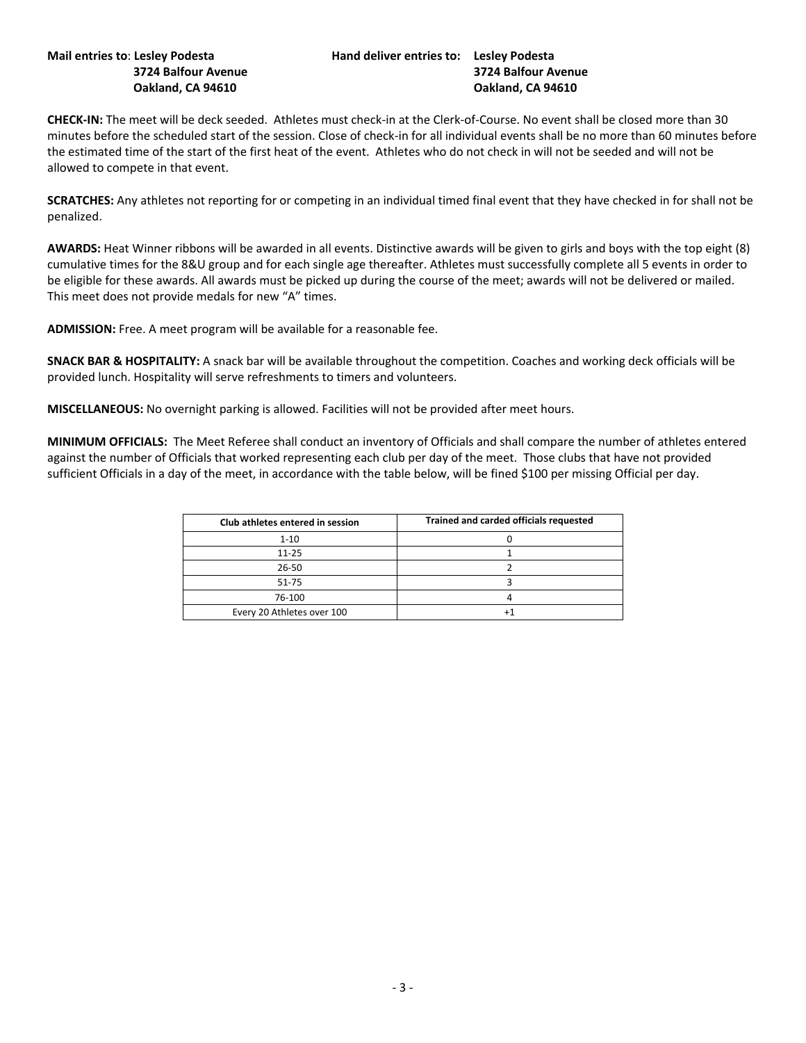**Mail entries to**: **Lesley Podesta**
**3724 Balfour Avenue**
**Oakland, CA 94610**

**Hand deliver entries to: Lesley Podesta**
**3724 Balfour Avenue**
**Oakland, CA 94610**

**CHECK-IN:** The meet will be deck seeded. Athletes must check-in at the Clerk-of-Course. No event shall be closed more than 30 minutes before the scheduled start of the session. Close of check-in for all individual events shall be no more than 60 minutes before the estimated time of the start of the first heat of the event. Athletes who do not check in will not be seeded and will not be allowed to compete in that event.

**SCRATCHES:** Any athletes not reporting for or competing in an individual timed final event that they have checked in for shall not be penalized.

**AWARDS:** Heat Winner ribbons will be awarded in all events. Distinctive awards will be given to girls and boys with the top eight (8) cumulative times for the 8&U group and for each single age thereafter. Athletes must successfully complete all 5 events in order to be eligible for these awards. All awards must be picked up during the course of the meet; awards will not be delivered or mailed. This meet does not provide medals for new "A" times.

**ADMISSION:** Free. A meet program will be available for a reasonable fee.

**SNACK BAR & HOSPITALITY:** A snack bar will be available throughout the competition. Coaches and working deck officials will be provided lunch. Hospitality will serve refreshments to timers and volunteers.

**MISCELLANEOUS:** No overnight parking is allowed. Facilities will not be provided after meet hours.

**MINIMUM OFFICIALS:** The Meet Referee shall conduct an inventory of Officials and shall compare the number of athletes entered against the number of Officials that worked representing each club per day of the meet. Those clubs that have not provided sufficient Officials in a day of the meet, in accordance with the table below, will be fined $100 per missing Official per day.

| Club athletes entered in session | Trained and carded officials requested |
|---|---|
| 1-10 | 0 |
| 11-25 | 1 |
| 26-50 | 2 |
| 51-75 | 3 |
| 76-100 | 4 |
| Every 20 Athletes over 100 | +1 |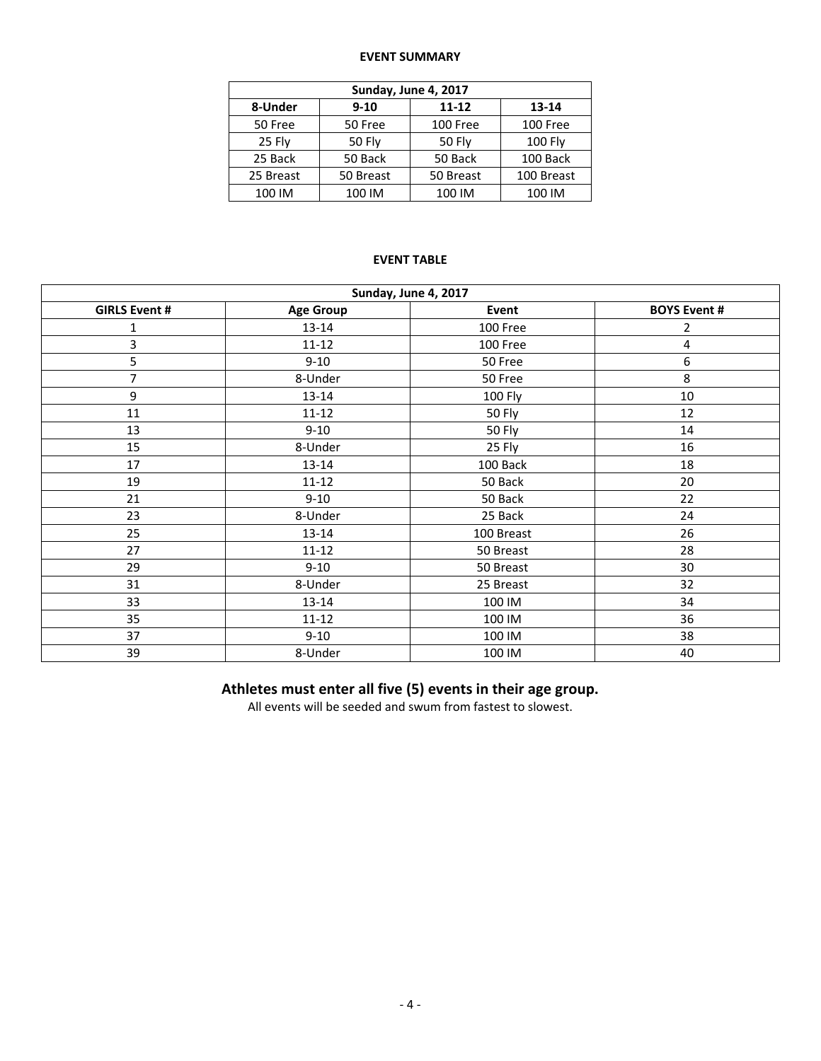**EVENT SUMMARY**

| Sunday, June 4, 2017 | | | |
|---|---|---|---|
| **8-Under** | **9-10** | **11-12** | **13-14** |
| 50 Free | 50 Free | 100 Free | 100 Free |
| 25 Fly | 50 Fly | 50 Fly | 100 Fly |
| 25 Back | 50 Back | 50 Back | 100 Back |
| 25 Breast | 50 Breast | 50 Breast | 100 Breast |
| 100 IM | 100 IM | 100 IM | 100 IM |

**EVENT TABLE**

| Sunday, June 4, 2017 | | | |
|---|---|---|---|
| **GIRLS Event #** | **Age Group** | **Event** | **BOYS Event #** |
| 1 | 13-14 | 100 Free | 2 |
| 3 | 11-12 | 100 Free | 4 |
| 5 | 9-10 | 50 Free | 6 |
| 7 | 8-Under | 50 Free | 8 |
| 9 | 13-14 | 100 Fly | 10 |
| 11 | 11-12 | 50 Fly | 12 |
| 13 | 9-10 | 50 Fly | 14 |
| 15 | 8-Under | 25 Fly | 16 |
| 17 | 13-14 | 100 Back | 18 |
| 19 | 11-12 | 50 Back | 20 |
| 21 | 9-10 | 50 Back | 22 |
| 23 | 8-Under | 25 Back | 24 |
| 25 | 13-14 | 100 Breast | 26 |
| 27 | 11-12 | 50 Breast | 28 |
| 29 | 9-10 | 50 Breast | 30 |
| 31 | 8-Under | 25 Breast | 32 |
| 33 | 13-14 | 100 IM | 34 |
| 35 | 11-12 | 100 IM | 36 |
| 37 | 9-10 | 100 IM | 38 |
| 39 | 8-Under | 100 IM | 40 |

**Athletes must enter all five (5) events in their age group.**

All events will be seeded and swum from fastest to slowest.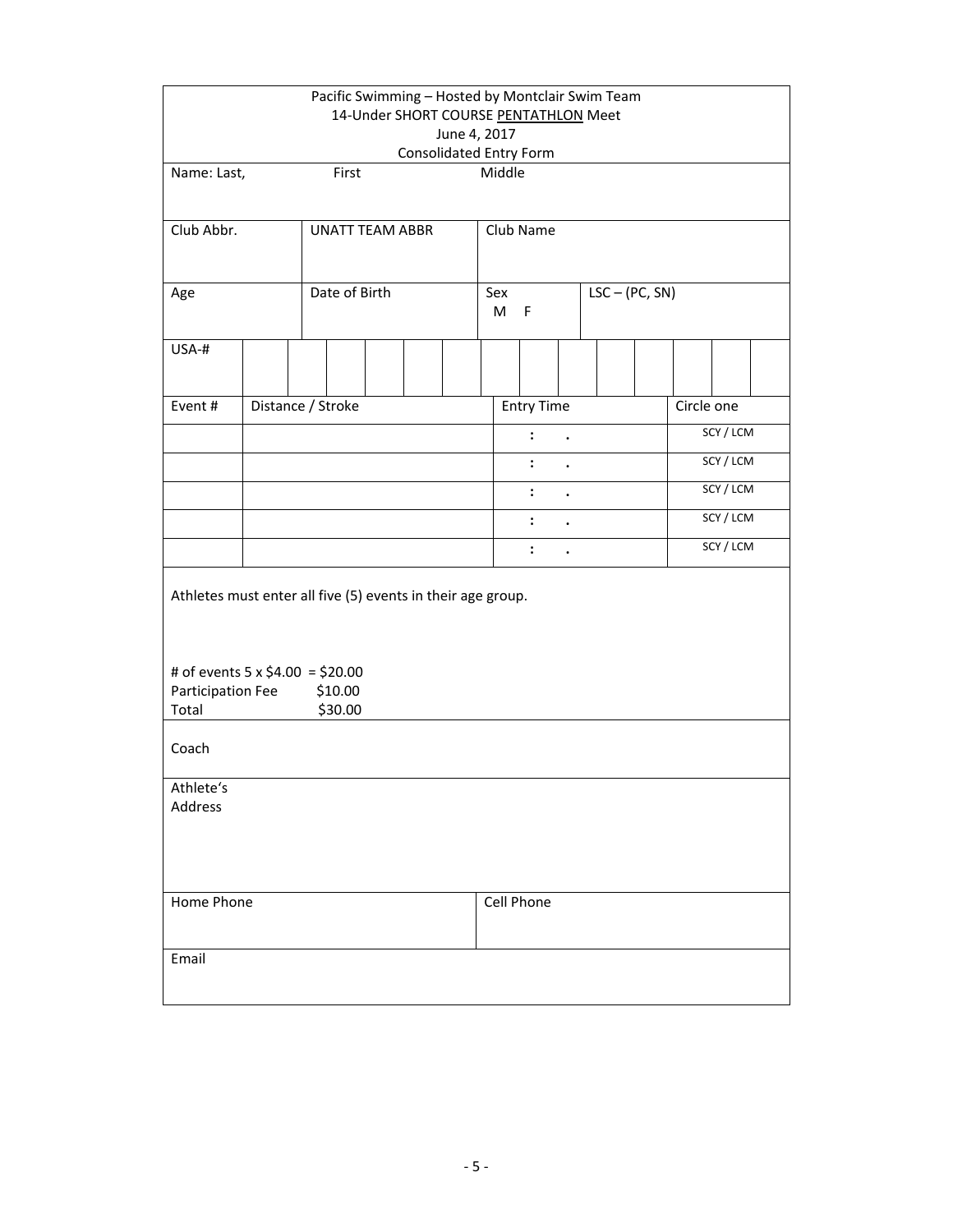Pacific Swimming – Hosted by Montclair Swim Team
14-Under SHORT COURSE PENTATHLON Meet
June 4, 2017
Consolidated Entry Form

| | | |
|---|---|---|
| Name: Last, | First | Middle |

| | | |
|---|---|---|
| Club Abbr. | UNATT TEAM ABBR | Club Name |

| | | | |
|---|---|---|---|
| Age | Date of Birth | Sex M F | LSC – (PC, SN) |

| | | | | | | | | | | | | | |
|---|---|---|---|---|---|---|---|---|---|---|---|---|---|
| USA-# | | | | | | | | | | | | | |

| Event # | Distance / Stroke | Entry Time | Circle one |
|---|---|---|---|
| | | : . | SCY / LCM |
| | | : . | SCY / LCM |
| | | : . | SCY / LCM |
| | | : . | SCY / LCM |
| | | : . | SCY / LCM |

Athletes must enter all five (5) events in their age group.

# of events 5 x $4.00 = $20.00
Participation Fee $10.00
Total $30.00

| |
|---|
| Coach |

| |
|---|
| Athlete's Address |

| | |
|---|---|
| Home Phone | Cell Phone |

| |
|---|
| Email |